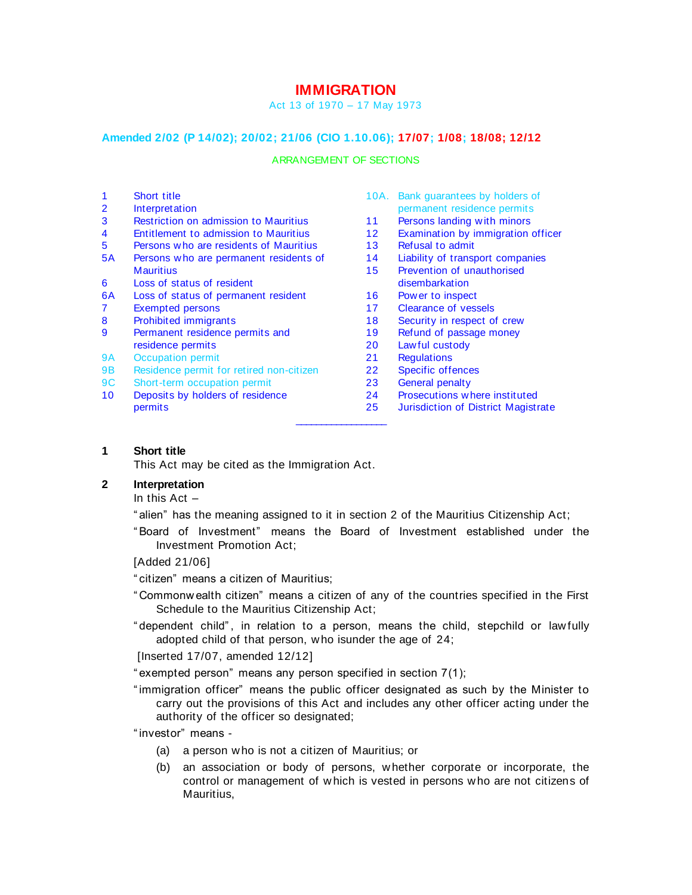# IMMIGRATION

Act 13 of 1970 – 17 May 1973

**Amended 2/02 (P 14/02); 20/02; 21/06 (CIO 1.10.06); 17/07; 1/08; 18/08; 12/12**

ARRANGEMENT OF SECTIONS

| | |
|---|---|
| 1 | Short title |
| 2 | Interpretation |
| 3 | Restriction on admission to Mauritius |
| 4 | Entitlement to admission to Mauritius |
| 5 | Persons who are residents of Mauritius |
| 5A | Persons who are permanent residents of Mauritius |
| 6 | Loss of status of resident |
| 6A | Loss of status of permanent resident |
| 7 | Exempted persons |
| 8 | Prohibited immigrants |
| 9 | Permanent residence permits and residence permits |
| 9A | Occupation permit |
| 9B | Residence permit for retired non-citizen |
| 9C | Short-term occupation permit |
| 10 | Deposits by holders of residence permits |
| 10A. | Bank guarantees by holders of permanent residence permits |
| 11 | Persons landing with minors |
| 12 | Examination by immigration officer |
| 13 | Refusal to admit |
| 14 | Liability of transport companies |
| 15 | Prevention of unauthorised disembarkation |
| 16 | Power to inspect |
| 17 | Clearance of vessels |
| 18 | Security in respect of crew |
| 19 | Refund of passage money |
| 20 | Lawful custody |
| 21 | Regulations |
| 22 | Specific offences |
| 23 | General penalty |
| 24 | Prosecutions where instituted |
| 25 | Jurisdiction of District Magistrate |

---

**1 Short title**

This Act may be cited as the Immigration Act.

**2 Interpretation**

In this Act –

"alien" has the meaning assigned to it in section 2 of the Mauritius Citizenship Act;

"Board of Investment" means the Board of Investment established under the Investment Promotion Act;

[Added 21/06]

"citizen" means a citizen of Mauritius;

"Commonwealth citizen" means a citizen of any of the countries specified in the First Schedule to the Mauritius Citizenship Act;

"dependent child", in relation to a person, means the child, stepchild or lawfully adopted child of that person, who isunder the age of 24;

[Inserted 17/07, amended 12/12]

"exempted person" means any person specified in section 7(1);

"immigration officer" means the public officer designated as such by the Minister to carry out the provisions of this Act and includes any other officer acting under the authority of the officer so designated;

"investor" means -

(a) a person who is not a citizen of Mauritius; or

(b) an association or body of persons, whether corporate or incorporate, the control or management of which is vested in persons who are not citizens of Mauritius,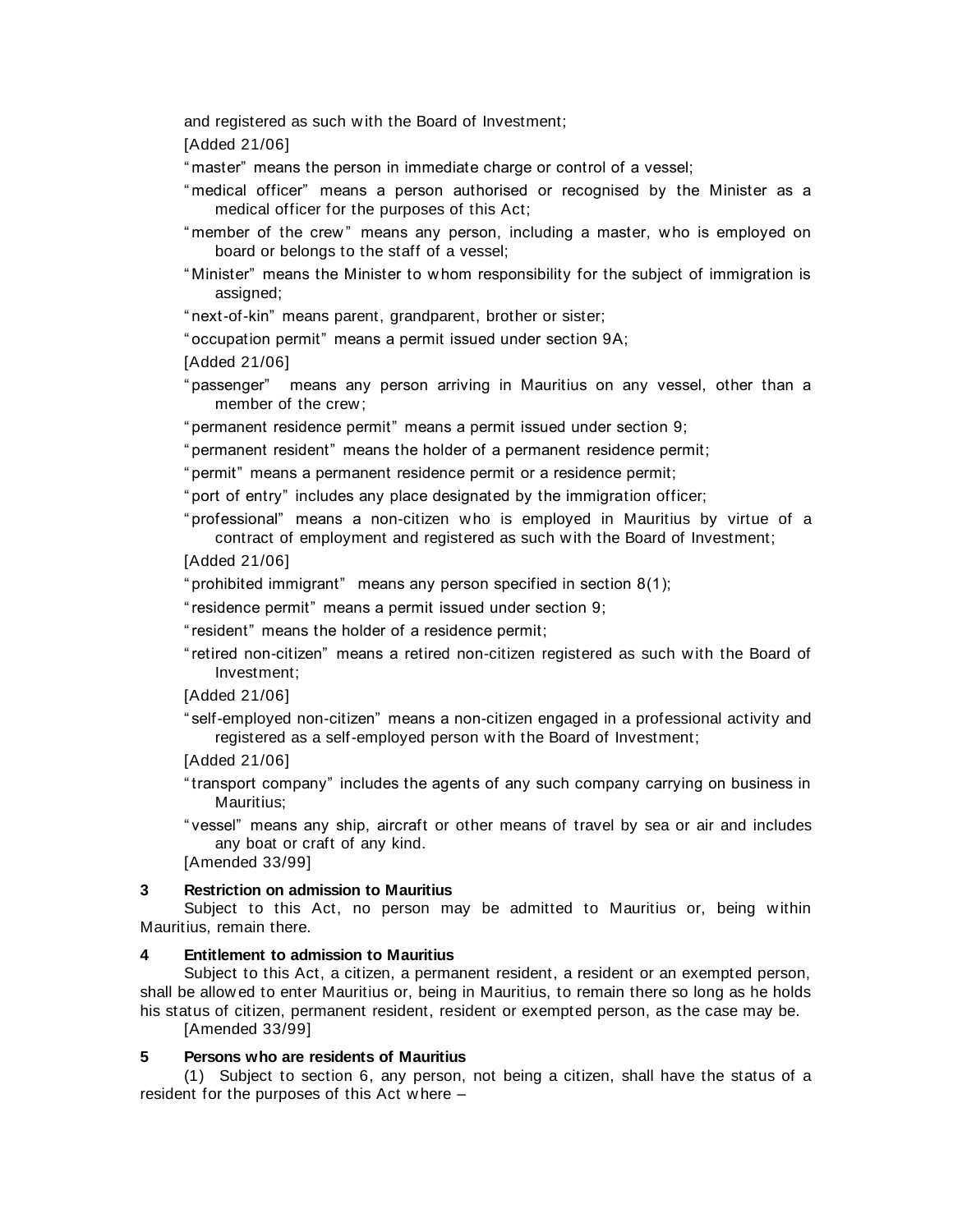and registered as such with the Board of Investment;

[Added 21/06]

"master" means the person in immediate charge or control of a vessel;

"medical officer" means a person authorised or recognised by the Minister as a medical officer for the purposes of this Act;

"member of the crew" means any person, including a master, who is employed on board or belongs to the staff of a vessel;

"Minister" means the Minister to whom responsibility for the subject of immigration is assigned;

"next-of-kin" means parent, grandparent, brother or sister;

"occupation permit" means a permit issued under section 9A;

[Added 21/06]

"passenger" means any person arriving in Mauritius on any vessel, other than a member of the crew;

"permanent residence permit" means a permit issued under section 9;

"permanent resident" means the holder of a permanent residence permit;

"permit" means a permanent residence permit or a residence permit;

"port of entry" includes any place designated by the immigration officer;

"professional" means a non-citizen who is employed in Mauritius by virtue of a contract of employment and registered as such with the Board of Investment;

[Added 21/06]

"prohibited immigrant" means any person specified in section 8(1);

"residence permit" means a permit issued under section 9;

"resident" means the holder of a residence permit;

"retired non-citizen" means a retired non-citizen registered as such with the Board of Investment;

[Added 21/06]

"self-employed non-citizen" means a non-citizen engaged in a professional activity and registered as a self-employed person with the Board of Investment;

[Added 21/06]

"transport company" includes the agents of any such company carrying on business in Mauritius;

"vessel" means any ship, aircraft or other means of travel by sea or air and includes any boat or craft of any kind.

[Amended 33/99]

**3 Restriction on admission to Mauritius**

Subject to this Act, no person may be admitted to Mauritius or, being within Mauritius, remain there.

**4 Entitlement to admission to Mauritius**

Subject to this Act, a citizen, a permanent resident, a resident or an exempted person, shall be allowed to enter Mauritius or, being in Mauritius, to remain there so long as he holds his status of citizen, permanent resident, resident or exempted person, as the case may be.

[Amended 33/99]

**5 Persons who are residents of Mauritius**

(1) Subject to section 6, any person, not being a citizen, shall have the status of a resident for the purposes of this Act where –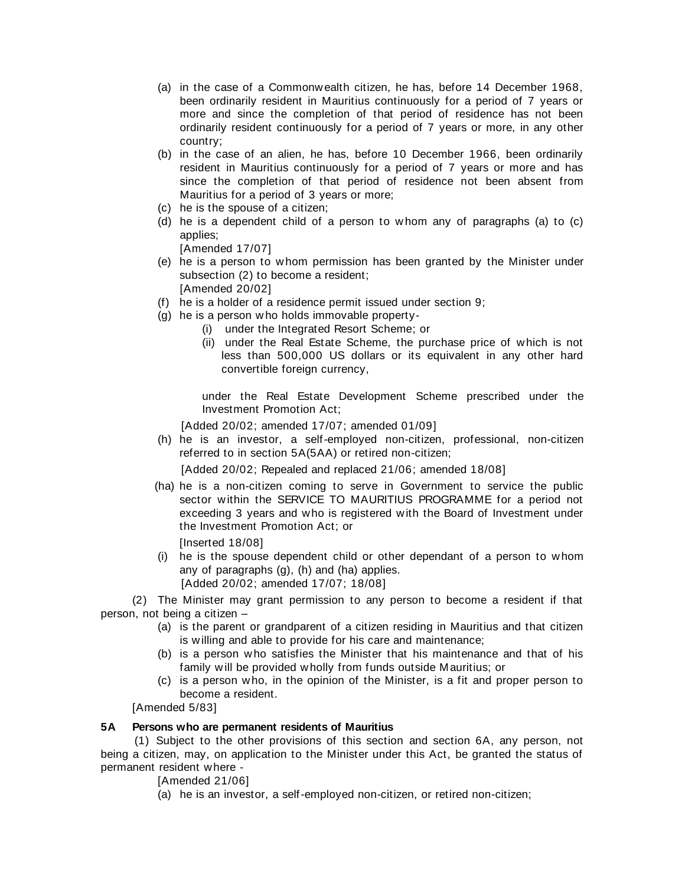(a) in the case of a Commonwealth citizen, he has, before 14 December 1968, been ordinarily resident in Mauritius continuously for a period of 7 years or more and since the completion of that period of residence has not been ordinarily resident continuously for a period of 7 years or more, in any other country;

(b) in the case of an alien, he has, before 10 December 1966, been ordinarily resident in Mauritius continuously for a period of 7 years or more and has since the completion of that period of residence not been absent from Mauritius for a period of 3 years or more;

(c) he is the spouse of a citizen;

(d) he is a dependent child of a person to whom any of paragraphs (a) to (c) applies;
[Amended 17/07]

(e) he is a person to whom permission has been granted by the Minister under subsection (2) to become a resident;
[Amended 20/02]

(f) he is a holder of a residence permit issued under section 9;

(g) he is a person who holds immovable property-
  (i) under the Integrated Resort Scheme; or
  (ii) under the Real Estate Scheme, the purchase price of which is not less than 500,000 US dollars or its equivalent in any other hard convertible foreign currency,

  under the Real Estate Development Scheme prescribed under the Investment Promotion Act;

[Added 20/02; amended 17/07; amended 01/09]

(h) he is an investor, a self-employed non-citizen, professional, non-citizen referred to in section 5A(5AA) or retired non-citizen;

[Added 20/02; Repealed and replaced 21/06; amended 18/08]

(ha) he is a non-citizen coming to serve in Government to service the public sector within the SERVICE TO MAURITIUS PROGRAMME for a period not exceeding 3 years and who is registered with the Board of Investment under the Investment Promotion Act; or

[Inserted 18/08]

(i) he is the spouse dependent child or other dependant of a person to whom any of paragraphs (g), (h) and (ha) applies.
[Added 20/02; amended 17/07; 18/08]

(2) The Minister may grant permission to any person to become a resident if that person, not being a citizen –

(a) is the parent or grandparent of a citizen residing in Mauritius and that citizen is willing and able to provide for his care and maintenance;

(b) is a person who satisfies the Minister that his maintenance and that of his family will be provided wholly from funds outside Mauritius; or

(c) is a person who, in the opinion of the Minister, is a fit and proper person to become a resident.

[Amended 5/83]

**5A Persons who are permanent residents of Mauritius**

(1) Subject to the other provisions of this section and section 6A, any person, not being a citizen, may, on application to the Minister under this Act, be granted the status of permanent resident where -

[Amended 21/06]

(a) he is an investor, a self-employed non-citizen, or retired non-citizen;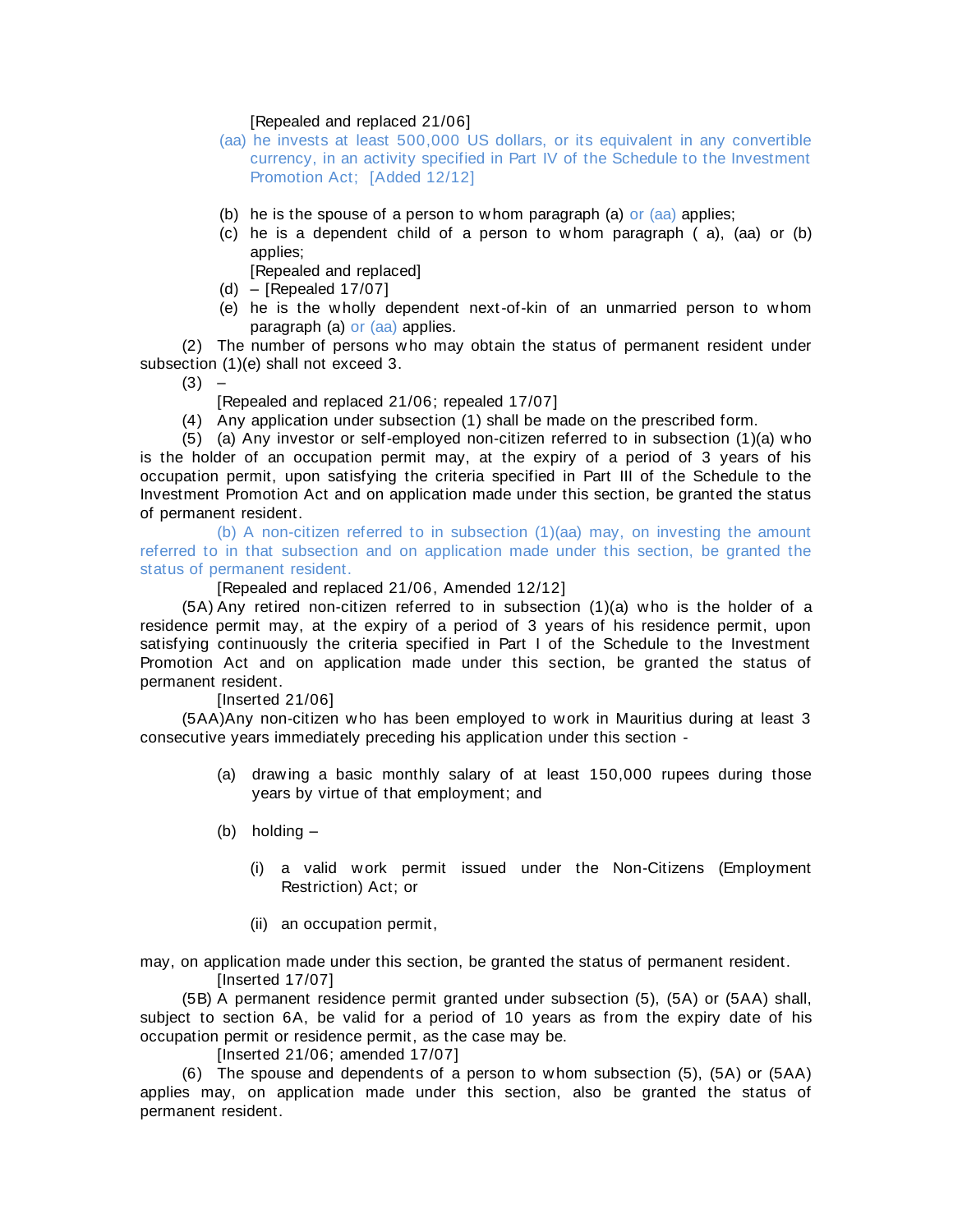[Repealed and replaced 21/06]

(aa) he invests at least 500,000 US dollars, or its equivalent in any convertible currency, in an activity specified in Part IV of the Schedule to the Investment Promotion Act; [Added 12/12]

(b) he is the spouse of a person to whom paragraph (a) or (aa) applies;

(c) he is a dependent child of a person to whom paragraph ( a), (aa) or (b) applies;

[Repealed and replaced]

(d) – [Repealed 17/07]

(e) he is the wholly dependent next-of-kin of an unmarried person to whom paragraph (a) or (aa) applies.

(2) The number of persons who may obtain the status of permanent resident under subsection (1)(e) shall not exceed 3.

(3) –

[Repealed and replaced 21/06; repealed 17/07]

(4) Any application under subsection (1) shall be made on the prescribed form.

(5) (a) Any investor or self-employed non-citizen referred to in subsection (1)(a) who is the holder of an occupation permit may, at the expiry of a period of 3 years of his occupation permit, upon satisfying the criteria specified in Part III of the Schedule to the Investment Promotion Act and on application made under this section, be granted the status of permanent resident.

(b) A non-citizen referred to in subsection (1)(aa) may, on investing the amount referred to in that subsection and on application made under this section, be granted the status of permanent resident.

[Repealed and replaced 21/06, Amended 12/12]

(5A) Any retired non-citizen referred to in subsection (1)(a) who is the holder of a residence permit may, at the expiry of a period of 3 years of his residence permit, upon satisfying continuously the criteria specified in Part I of the Schedule to the Investment Promotion Act and on application made under this section, be granted the status of permanent resident.

[Inserted 21/06]

(5AA)Any non-citizen who has been employed to work in Mauritius during at least 3 consecutive years immediately preceding his application under this section -

(a) drawing a basic monthly salary of at least 150,000 rupees during those years by virtue of that employment; and

(b) holding –

(i) a valid work permit issued under the Non-Citizens (Employment Restriction) Act; or

(ii) an occupation permit,

may, on application made under this section, be granted the status of permanent resident.

[Inserted 17/07]

(5B) A permanent residence permit granted under subsection (5), (5A) or (5AA) shall, subject to section 6A, be valid for a period of 10 years as from the expiry date of his occupation permit or residence permit, as the case may be.

[Inserted 21/06; amended 17/07]

(6) The spouse and dependents of a person to whom subsection (5), (5A) or (5AA) applies may, on application made under this section, also be granted the status of permanent resident.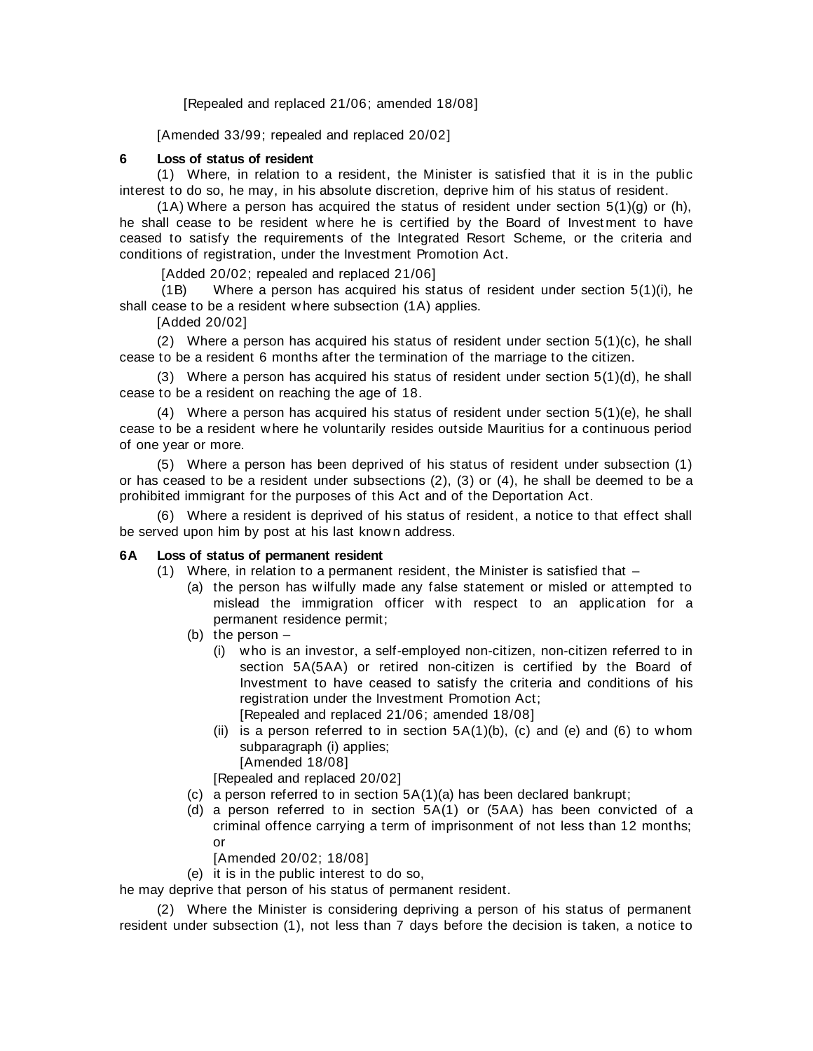[Repealed and replaced 21/06; amended 18/08]

[Amended 33/99; repealed and replaced 20/02]

**6 Loss of status of resident**

(1) Where, in relation to a resident, the Minister is satisfied that it is in the public interest to do so, he may, in his absolute discretion, deprive him of his status of resident.

(1A) Where a person has acquired the status of resident under section 5(1)(g) or (h), he shall cease to be resident where he is certified by the Board of Investment to have ceased to satisfy the requirements of the Integrated Resort Scheme, or the criteria and conditions of registration, under the Investment Promotion Act.

[Added 20/02; repealed and replaced 21/06]

(1B) Where a person has acquired his status of resident under section 5(1)(i), he shall cease to be a resident where subsection (1A) applies.

[Added 20/02]

(2) Where a person has acquired his status of resident under section 5(1)(c), he shall cease to be a resident 6 months after the termination of the marriage to the citizen.

(3) Where a person has acquired his status of resident under section 5(1)(d), he shall cease to be a resident on reaching the age of 18.

(4) Where a person has acquired his status of resident under section 5(1)(e), he shall cease to be a resident where he voluntarily resides outside Mauritius for a continuous period of one year or more.

(5) Where a person has been deprived of his status of resident under subsection (1) or has ceased to be a resident under subsections (2), (3) or (4), he shall be deemed to be a prohibited immigrant for the purposes of this Act and of the Deportation Act.

(6) Where a resident is deprived of his status of resident, a notice to that effect shall be served upon him by post at his last known address.

**6A Loss of status of permanent resident**

(1) Where, in relation to a permanent resident, the Minister is satisfied that –

- (a) the person has wilfully made any false statement or misled or attempted to mislead the immigration officer with respect to an application for a permanent residence permit;
- (b) the person –
  - (i) who is an investor, a self-employed non-citizen, non-citizen referred to in section 5A(5AA) or retired non-citizen is certified by the Board of Investment to have ceased to satisfy the criteria and conditions of his registration under the Investment Promotion Act;
    [Repealed and replaced 21/06; amended 18/08]
  - (ii) is a person referred to in section 5A(1)(b), (c) and (e) and (6) to whom subparagraph (i) applies;
    [Amended 18/08]

  [Repealed and replaced 20/02]
- (c) a person referred to in section 5A(1)(a) has been declared bankrupt;
- (d) a person referred to in section 5A(1) or (5AA) has been convicted of a criminal offence carrying a term of imprisonment of not less than 12 months; or
  [Amended 20/02; 18/08]
- (e) it is in the public interest to do so,

he may deprive that person of his status of permanent resident.

(2) Where the Minister is considering depriving a person of his status of permanent resident under subsection (1), not less than 7 days before the decision is taken, a notice to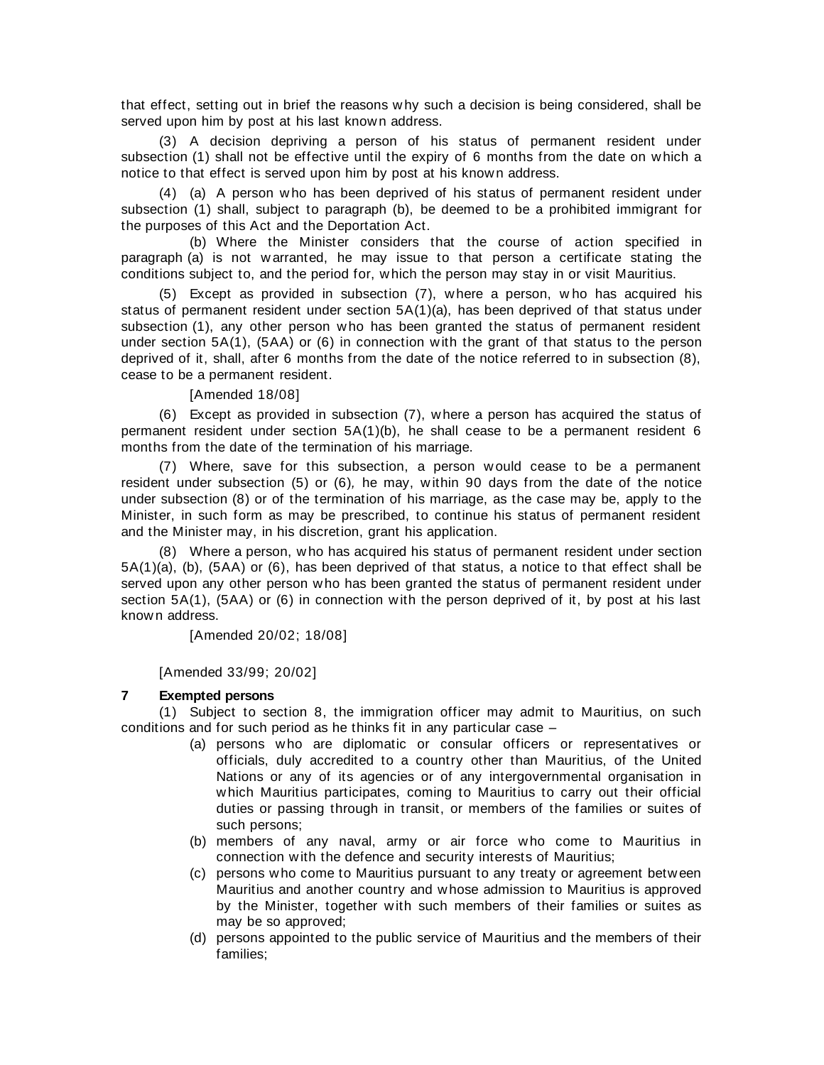that effect, setting out in brief the reasons why such a decision is being considered, shall be served upon him by post at his last known address.

(3) A decision depriving a person of his status of permanent resident under subsection (1) shall not be effective until the expiry of 6 months from the date on which a notice to that effect is served upon him by post at his known address.

(4) (a) A person who has been deprived of his status of permanent resident under subsection (1) shall, subject to paragraph (b), be deemed to be a prohibited immigrant for the purposes of this Act and the Deportation Act.

(b) Where the Minister considers that the course of action specified in paragraph (a) is not warranted, he may issue to that person a certificate stating the conditions subject to, and the period for, which the person may stay in or visit Mauritius.

(5) Except as provided in subsection (7), where a person, who has acquired his status of permanent resident under section 5A(1)(a), has been deprived of that status under subsection (1), any other person who has been granted the status of permanent resident under section 5A(1), (5AA) or (6) in connection with the grant of that status to the person deprived of it, shall, after 6 months from the date of the notice referred to in subsection (8), cease to be a permanent resident.

[Amended 18/08]

(6) Except as provided in subsection (7), where a person has acquired the status of permanent resident under section 5A(1)(b), he shall cease to be a permanent resident 6 months from the date of the termination of his marriage.

(7) Where, save for this subsection, a person would cease to be a permanent resident under subsection (5) or (6), he may, within 90 days from the date of the notice under subsection (8) or of the termination of his marriage, as the case may be, apply to the Minister, in such form as may be prescribed, to continue his status of permanent resident and the Minister may, in his discretion, grant his application.

(8) Where a person, who has acquired his status of permanent resident under section 5A(1)(a), (b), (5AA) or (6), has been deprived of that status, a notice to that effect shall be served upon any other person who has been granted the status of permanent resident under section 5A(1), (5AA) or (6) in connection with the person deprived of it, by post at his last known address.

[Amended 20/02; 18/08]

[Amended 33/99; 20/02]

**7 Exempted persons**

(1) Subject to section 8, the immigration officer may admit to Mauritius, on such conditions and for such period as he thinks fit in any particular case –

(a) persons who are diplomatic or consular officers or representatives or officials, duly accredited to a country other than Mauritius, of the United Nations or any of its agencies or of any intergovernmental organisation in which Mauritius participates, coming to Mauritius to carry out their official duties or passing through in transit, or members of the families or suites of such persons;

(b) members of any naval, army or air force who come to Mauritius in connection with the defence and security interests of Mauritius;

(c) persons who come to Mauritius pursuant to any treaty or agreement between Mauritius and another country and whose admission to Mauritius is approved by the Minister, together with such members of their families or suites as may be so approved;

(d) persons appointed to the public service of Mauritius and the members of their families;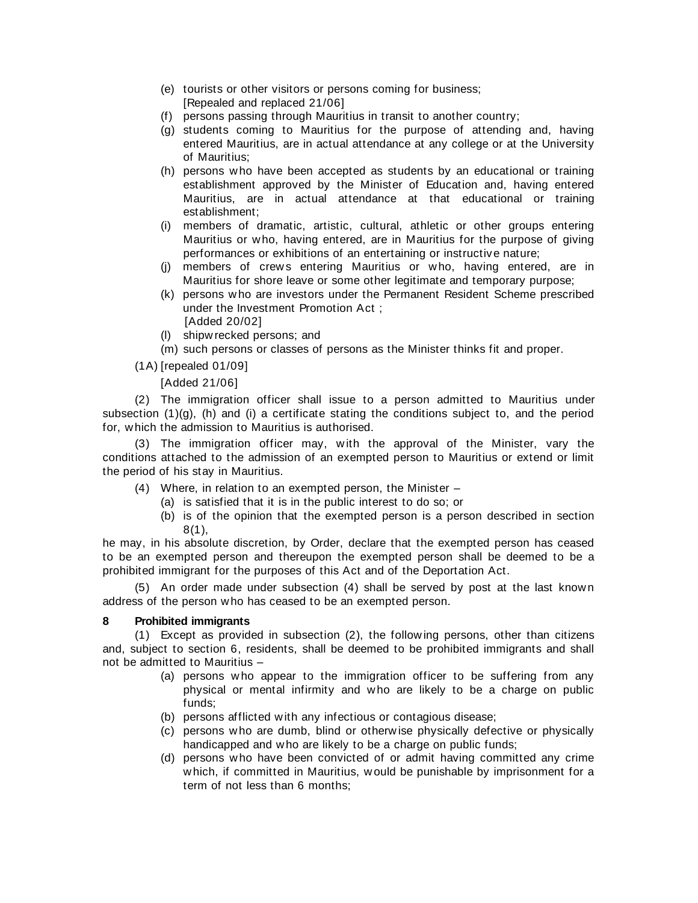(e) tourists or other visitors or persons coming for business;
[Repealed and replaced 21/06]

(f) persons passing through Mauritius in transit to another country;

(g) students coming to Mauritius for the purpose of attending and, having entered Mauritius, are in actual attendance at any college or at the University of Mauritius;

(h) persons who have been accepted as students by an educational or training establishment approved by the Minister of Education and, having entered Mauritius, are in actual attendance at that educational or training establishment;

(i) members of dramatic, artistic, cultural, athletic or other groups entering Mauritius or who, having entered, are in Mauritius for the purpose of giving performances or exhibitions of an entertaining or instructive nature;

(j) members of crews entering Mauritius or who, having entered, are in Mauritius for shore leave or some other legitimate and temporary purpose;

(k) persons who are investors under the Permanent Resident Scheme prescribed under the Investment Promotion Act ;
[Added 20/02]

(l) shipwrecked persons; and

(m) such persons or classes of persons as the Minister thinks fit and proper.

(1A) [repealed 01/09]

[Added 21/06]

(2) The immigration officer shall issue to a person admitted to Mauritius under subsection (1)(g), (h) and (i) a certificate stating the conditions subject to, and the period for, which the admission to Mauritius is authorised.

(3) The immigration officer may, with the approval of the Minister, vary the conditions attached to the admission of an exempted person to Mauritius or extend or limit the period of his stay in Mauritius.

(4) Where, in relation to an exempted person, the Minister –

(a) is satisfied that it is in the public interest to do so; or

(b) is of the opinion that the exempted person is a person described in section 8(1),

he may, in his absolute discretion, by Order, declare that the exempted person has ceased to be an exempted person and thereupon the exempted person shall be deemed to be a prohibited immigrant for the purposes of this Act and of the Deportation Act.

(5) An order made under subsection (4) shall be served by post at the last known address of the person who has ceased to be an exempted person.

**8 Prohibited immigrants**

(1) Except as provided in subsection (2), the following persons, other than citizens and, subject to section 6, residents, shall be deemed to be prohibited immigrants and shall not be admitted to Mauritius –

(a) persons who appear to the immigration officer to be suffering from any physical or mental infirmity and who are likely to be a charge on public funds;

(b) persons afflicted with any infectious or contagious disease;

(c) persons who are dumb, blind or otherwise physically defective or physically handicapped and who are likely to be a charge on public funds;

(d) persons who have been convicted of or admit having committed any crime which, if committed in Mauritius, would be punishable by imprisonment for a term of not less than 6 months;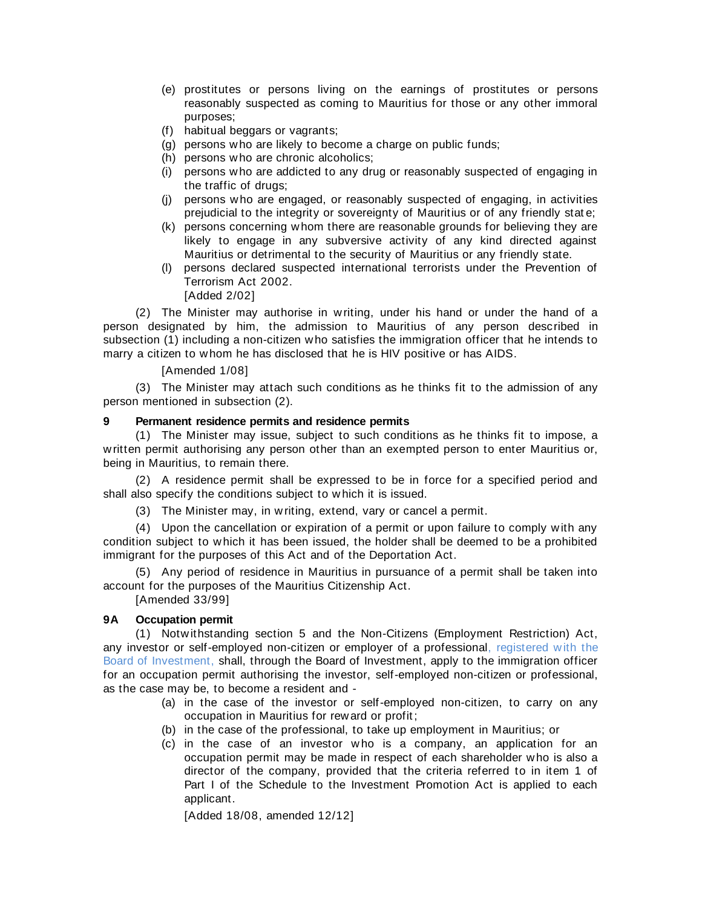(e) prostitutes or persons living on the earnings of prostitutes or persons reasonably suspected as coming to Mauritius for those or any other immoral purposes;

(f) habitual beggars or vagrants;

(g) persons who are likely to become a charge on public funds;

(h) persons who are chronic alcoholics;

(i) persons who are addicted to any drug or reasonably suspected of engaging in the traffic of drugs;

(j) persons who are engaged, or reasonably suspected of engaging, in activities prejudicial to the integrity or sovereignty of Mauritius or of any friendly state;

(k) persons concerning whom there are reasonable grounds for believing they are likely to engage in any subversive activity of any kind directed against Mauritius or detrimental to the security of Mauritius or any friendly state.

(l) persons declared suspected international terrorists under the Prevention of Terrorism Act 2002.

[Added 2/02]

(2) The Minister may authorise in writing, under his hand or under the hand of a person designated by him, the admission to Mauritius of any person described in subsection (1) including a non-citizen who satisfies the immigration officer that he intends to marry a citizen to whom he has disclosed that he is HIV positive or has AIDS.

[Amended 1/08]

(3) The Minister may attach such conditions as he thinks fit to the admission of any person mentioned in subsection (2).

**9 Permanent residence permits and residence permits**

(1) The Minister may issue, subject to such conditions as he thinks fit to impose, a written permit authorising any person other than an exempted person to enter Mauritius or, being in Mauritius, to remain there.

(2) A residence permit shall be expressed to be in force for a specified period and shall also specify the conditions subject to which it is issued.

(3) The Minister may, in writing, extend, vary or cancel a permit.

(4) Upon the cancellation or expiration of a permit or upon failure to comply with any condition subject to which it has been issued, the holder shall be deemed to be a prohibited immigrant for the purposes of this Act and of the Deportation Act.

(5) Any period of residence in Mauritius in pursuance of a permit shall be taken into account for the purposes of the Mauritius Citizenship Act.

[Amended 33/99]

**9A Occupation permit**

(1) Notwithstanding section 5 and the Non-Citizens (Employment Restriction) Act, any investor or self-employed non-citizen or employer of a professional, registered with the Board of Investment, shall, through the Board of Investment, apply to the immigration officer for an occupation permit authorising the investor, self-employed non-citizen or professional, as the case may be, to become a resident and -

(a) in the case of the investor or self-employed non-citizen, to carry on any occupation in Mauritius for reward or profit;

(b) in the case of the professional, to take up employment in Mauritius; or

(c) in the case of an investor who is a company, an application for an occupation permit may be made in respect of each shareholder who is also a director of the company, provided that the criteria referred to in item 1 of Part I of the Schedule to the Investment Promotion Act is applied to each applicant.

[Added 18/08, amended 12/12]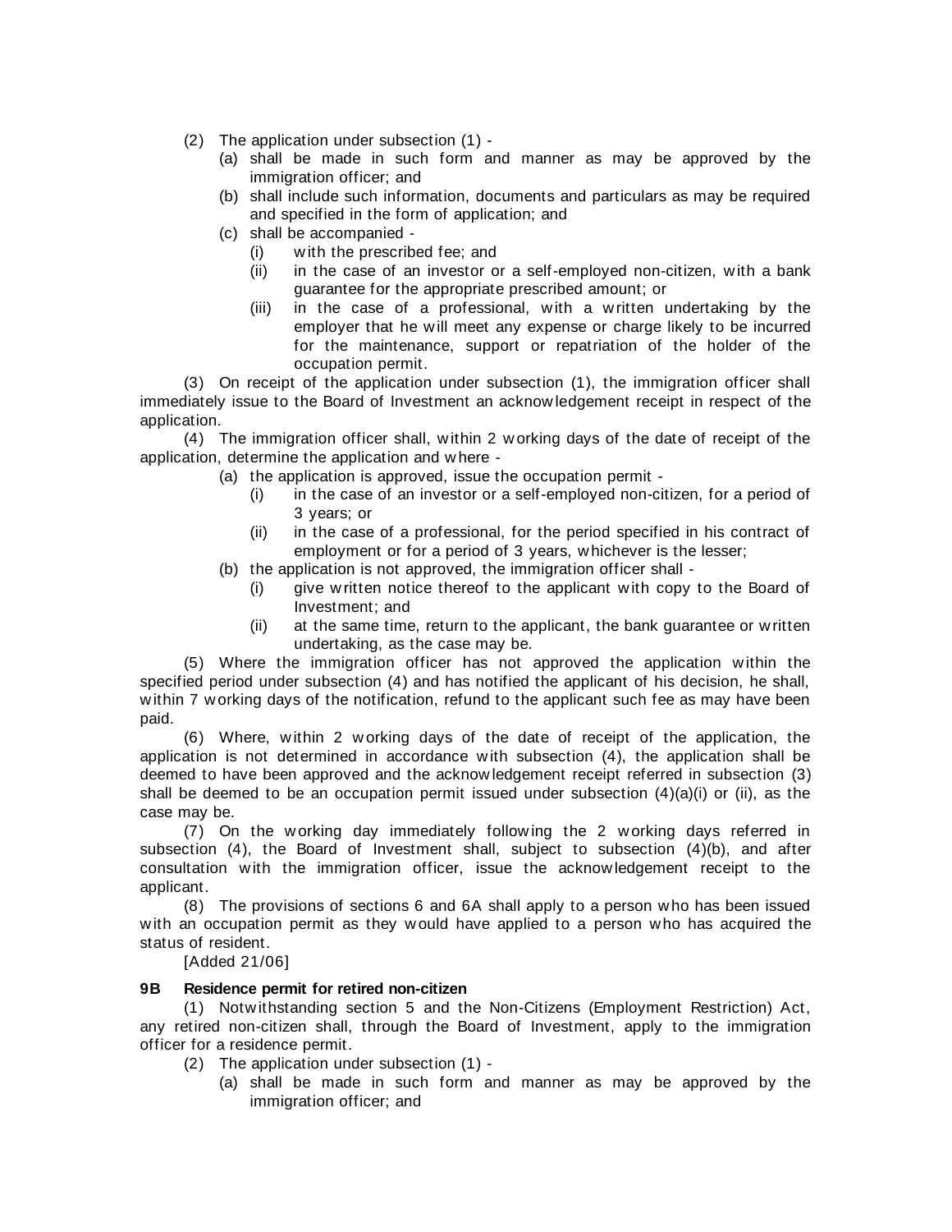(2) The application under subsection (1) -

(a) shall be made in such form and manner as may be approved by the immigration officer; and

(b) shall include such information, documents and particulars as may be required and specified in the form of application; and

(c) shall be accompanied -

(i) with the prescribed fee; and

(ii) in the case of an investor or a self-employed non-citizen, with a bank guarantee for the appropriate prescribed amount; or

(iii) in the case of a professional, with a written undertaking by the employer that he will meet any expense or charge likely to be incurred for the maintenance, support or repatriation of the holder of the occupation permit.

(3) On receipt of the application under subsection (1), the immigration officer shall immediately issue to the Board of Investment an acknowledgement receipt in respect of the application.

(4) The immigration officer shall, within 2 working days of the date of receipt of the application, determine the application and where -

(a) the application is approved, issue the occupation permit -

(i) in the case of an investor or a self-employed non-citizen, for a period of 3 years; or

(ii) in the case of a professional, for the period specified in his contract of employment or for a period of 3 years, whichever is the lesser;

(b) the application is not approved, the immigration officer shall -

(i) give written notice thereof to the applicant with copy to the Board of Investment; and

(ii) at the same time, return to the applicant, the bank guarantee or written undertaking, as the case may be.

(5) Where the immigration officer has not approved the application within the specified period under subsection (4) and has notified the applicant of his decision, he shall, within 7 working days of the notification, refund to the applicant such fee as may have been paid.

(6) Where, within 2 working days of the date of receipt of the application, the application is not determined in accordance with subsection (4), the application shall be deemed to have been approved and the acknowledgement receipt referred in subsection (3) shall be deemed to be an occupation permit issued under subsection (4)(a)(i) or (ii), as the case may be.

(7) On the working day immediately following the 2 working days referred in subsection (4), the Board of Investment shall, subject to subsection (4)(b), and after consultation with the immigration officer, issue the acknowledgement receipt to the applicant.

(8) The provisions of sections 6 and 6A shall apply to a person who has been issued with an occupation permit as they would have applied to a person who has acquired the status of resident.

[Added 21/06]

**9B Residence permit for retired non-citizen**

(1) Notwithstanding section 5 and the Non-Citizens (Employment Restriction) Act, any retired non-citizen shall, through the Board of Investment, apply to the immigration officer for a residence permit.

(2) The application under subsection (1) -

(a) shall be made in such form and manner as may be approved by the immigration officer; and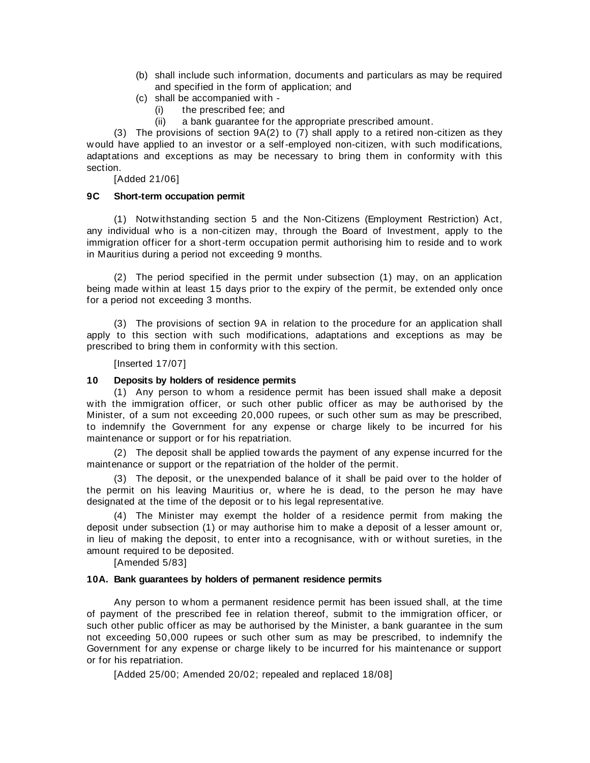(b) shall include such information, documents and particulars as may be required and specified in the form of application; and

(c) shall be accompanied with -

(i) the prescribed fee; and

(ii) a bank guarantee for the appropriate prescribed amount.

(3) The provisions of section 9A(2) to (7) shall apply to a retired non-citizen as they would have applied to an investor or a self-employed non-citizen, with such modifications, adaptations and exceptions as may be necessary to bring them in conformity with this section.

[Added 21/06]

### 9C Short-term occupation permit

(1) Notwithstanding section 5 and the Non-Citizens (Employment Restriction) Act, any individual who is a non-citizen may, through the Board of Investment, apply to the immigration officer for a short-term occupation permit authorising him to reside and to work in Mauritius during a period not exceeding 9 months.

(2) The period specified in the permit under subsection (1) may, on an application being made within at least 15 days prior to the expiry of the permit, be extended only once for a period not exceeding 3 months.

(3) The provisions of section 9A in relation to the procedure for an application shall apply to this section with such modifications, adaptations and exceptions as may be prescribed to bring them in conformity with this section.

[Inserted 17/07]

### 10 Deposits by holders of residence permits

(1) Any person to whom a residence permit has been issued shall make a deposit with the immigration officer, or such other public officer as may be authorised by the Minister, of a sum not exceeding 20,000 rupees, or such other sum as may be prescribed, to indemnify the Government for any expense or charge likely to be incurred for his maintenance or support or for his repatriation.

(2) The deposit shall be applied towards the payment of any expense incurred for the maintenance or support or the repatriation of the holder of the permit.

(3) The deposit, or the unexpended balance of it shall be paid over to the holder of the permit on his leaving Mauritius or, where he is dead, to the person he may have designated at the time of the deposit or to his legal representative.

(4) The Minister may exempt the holder of a residence permit from making the deposit under subsection (1) or may authorise him to make a deposit of a lesser amount or, in lieu of making the deposit, to enter into a recognisance, with or without sureties, in the amount required to be deposited.

[Amended 5/83]

### 10A. Bank guarantees by holders of permanent residence permits

Any person to whom a permanent residence permit has been issued shall, at the time of payment of the prescribed fee in relation thereof, submit to the immigration officer, or such other public officer as may be authorised by the Minister, a bank guarantee in the sum not exceeding 50,000 rupees or such other sum as may be prescribed, to indemnify the Government for any expense or charge likely to be incurred for his maintenance or support or for his repatriation.

[Added 25/00; Amended 20/02; repealed and replaced 18/08]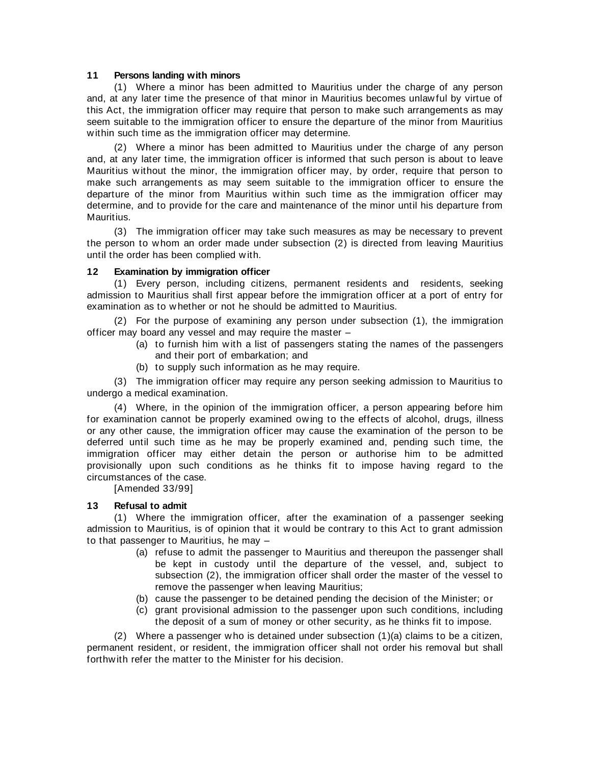**11 Persons landing with minors**

(1) Where a minor has been admitted to Mauritius under the charge of any person and, at any later time the presence of that minor in Mauritius becomes unlawful by virtue of this Act, the immigration officer may require that person to make such arrangements as may seem suitable to the immigration officer to ensure the departure of the minor from Mauritius within such time as the immigration officer may determine.

(2) Where a minor has been admitted to Mauritius under the charge of any person and, at any later time, the immigration officer is informed that such person is about to leave Mauritius without the minor, the immigration officer may, by order, require that person to make such arrangements as may seem suitable to the immigration officer to ensure the departure of the minor from Mauritius within such time as the immigration officer may determine, and to provide for the care and maintenance of the minor until his departure from Mauritius.

(3) The immigration officer may take such measures as may be necessary to prevent the person to whom an order made under subsection (2) is directed from leaving Mauritius until the order has been complied with.

**12 Examination by immigration officer**

(1) Every person, including citizens, permanent residents and residents, seeking admission to Mauritius shall first appear before the immigration officer at a port of entry for examination as to whether or not he should be admitted to Mauritius.

(2) For the purpose of examining any person under subsection (1), the immigration officer may board any vessel and may require the master –

- (a) to furnish him with a list of passengers stating the names of the passengers and their port of embarkation; and
- (b) to supply such information as he may require.

(3) The immigration officer may require any person seeking admission to Mauritius to undergo a medical examination.

(4) Where, in the opinion of the immigration officer, a person appearing before him for examination cannot be properly examined owing to the effects of alcohol, drugs, illness or any other cause, the immigration officer may cause the examination of the person to be deferred until such time as he may be properly examined and, pending such time, the immigration officer may either detain the person or authorise him to be admitted provisionally upon such conditions as he thinks fit to impose having regard to the circumstances of the case.

[Amended 33/99]

**13 Refusal to admit**

(1) Where the immigration officer, after the examination of a passenger seeking admission to Mauritius, is of opinion that it would be contrary to this Act to grant admission to that passenger to Mauritius, he may –

- (a) refuse to admit the passenger to Mauritius and thereupon the passenger shall be kept in custody until the departure of the vessel, and, subject to subsection (2), the immigration officer shall order the master of the vessel to remove the passenger when leaving Mauritius;
- (b) cause the passenger to be detained pending the decision of the Minister; or
- (c) grant provisional admission to the passenger upon such conditions, including the deposit of a sum of money or other security, as he thinks fit to impose.

(2) Where a passenger who is detained under subsection (1)(a) claims to be a citizen, permanent resident, or resident, the immigration officer shall not order his removal but shall forthwith refer the matter to the Minister for his decision.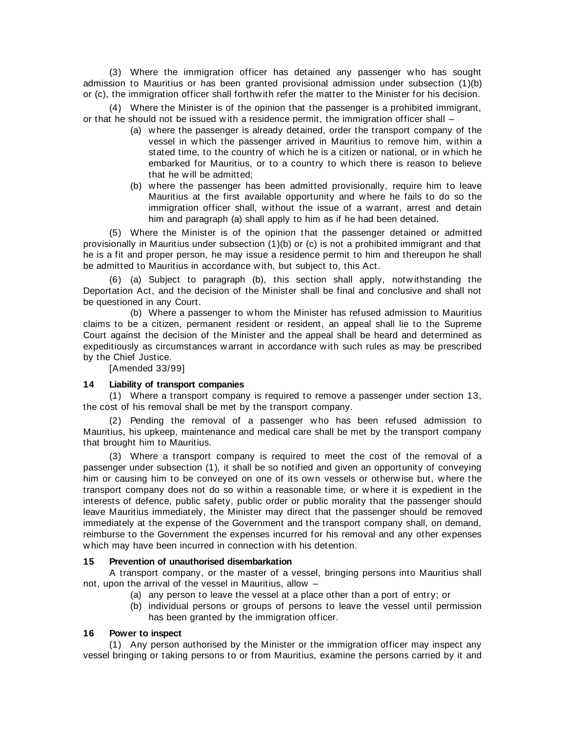(3) Where the immigration officer has detained any passenger who has sought admission to Mauritius or has been granted provisional admission under subsection (1)(b) or (c), the immigration officer shall forthwith refer the matter to the Minister for his decision.

(4) Where the Minister is of the opinion that the passenger is a prohibited immigrant, or that he should not be issued with a residence permit, the immigration officer shall –

(a) where the passenger is already detained, order the transport company of the vessel in which the passenger arrived in Mauritius to remove him, within a stated time, to the country of which he is a citizen or national, or in which he embarked for Mauritius, or to a country to which there is reason to believe that he will be admitted;

(b) where the passenger has been admitted provisionally, require him to leave Mauritius at the first available opportunity and where he fails to do so the immigration officer shall, without the issue of a warrant, arrest and detain him and paragraph (a) shall apply to him as if he had been detained.

(5) Where the Minister is of the opinion that the passenger detained or admitted provisionally in Mauritius under subsection (1)(b) or (c) is not a prohibited immigrant and that he is a fit and proper person, he may issue a residence permit to him and thereupon he shall be admitted to Mauritius in accordance with, but subject to, this Act.

(6) (a) Subject to paragraph (b), this section shall apply, notwithstanding the Deportation Act, and the decision of the Minister shall be final and conclusive and shall not be questioned in any Court.

(b) Where a passenger to whom the Minister has refused admission to Mauritius claims to be a citizen, permanent resident or resident, an appeal shall lie to the Supreme Court against the decision of the Minister and the appeal shall be heard and determined as expeditiously as circumstances warrant in accordance with such rules as may be prescribed by the Chief Justice.

[Amended 33/99]

**14 Liability of transport companies**

(1) Where a transport company is required to remove a passenger under section 13, the cost of his removal shall be met by the transport company.

(2) Pending the removal of a passenger who has been refused admission to Mauritius, his upkeep, maintenance and medical care shall be met by the transport company that brought him to Mauritius.

(3) Where a transport company is required to meet the cost of the removal of a passenger under subsection (1), it shall be so notified and given an opportunity of conveying him or causing him to be conveyed on one of its own vessels or otherwise but, where the transport company does not do so within a reasonable time, or where it is expedient in the interests of defence, public safety, public order or public morality that the passenger should leave Mauritius immediately, the Minister may direct that the passenger should be removed immediately at the expense of the Government and the transport company shall, on demand, reimburse to the Government the expenses incurred for his removal and any other expenses which may have been incurred in connection with his detention.

**15 Prevention of unauthorised disembarkation**

A transport company, or the master of a vessel, bringing persons into Mauritius shall not, upon the arrival of the vessel in Mauritius, allow –

(a) any person to leave the vessel at a place other than a port of entry; or

(b) individual persons or groups of persons to leave the vessel until permission has been granted by the immigration officer.

**16 Power to inspect**

(1) Any person authorised by the Minister or the immigration officer may inspect any vessel bringing or taking persons to or from Mauritius, examine the persons carried by it and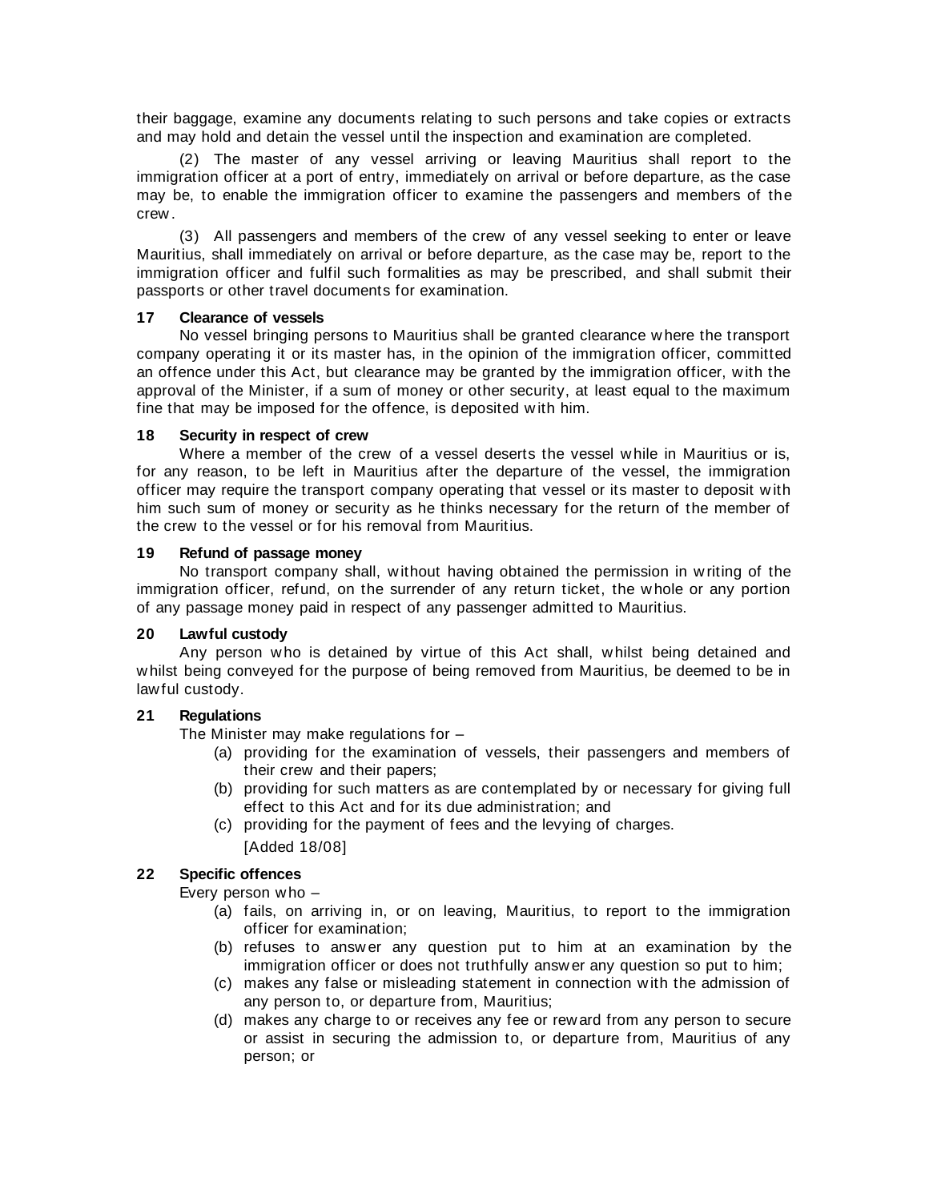their baggage, examine any documents relating to such persons and take copies or extracts and may hold and detain the vessel until the inspection and examination are completed.

(2) The master of any vessel arriving or leaving Mauritius shall report to the immigration officer at a port of entry, immediately on arrival or before departure, as the case may be, to enable the immigration officer to examine the passengers and members of the crew.

(3) All passengers and members of the crew of any vessel seeking to enter or leave Mauritius, shall immediately on arrival or before departure, as the case may be, report to the immigration officer and fulfil such formalities as may be prescribed, and shall submit their passports or other travel documents for examination.

**17 Clearance of vessels**

No vessel bringing persons to Mauritius shall be granted clearance where the transport company operating it or its master has, in the opinion of the immigration officer, committed an offence under this Act, but clearance may be granted by the immigration officer, with the approval of the Minister, if a sum of money or other security, at least equal to the maximum fine that may be imposed for the offence, is deposited with him.

**18 Security in respect of crew**

Where a member of the crew of a vessel deserts the vessel while in Mauritius or is, for any reason, to be left in Mauritius after the departure of the vessel, the immigration officer may require the transport company operating that vessel or its master to deposit with him such sum of money or security as he thinks necessary for the return of the member of the crew to the vessel or for his removal from Mauritius.

**19 Refund of passage money**

No transport company shall, without having obtained the permission in writing of the immigration officer, refund, on the surrender of any return ticket, the whole or any portion of any passage money paid in respect of any passenger admitted to Mauritius.

**20 Lawful custody**

Any person who is detained by virtue of this Act shall, whilst being detained and whilst being conveyed for the purpose of being removed from Mauritius, be deemed to be in lawful custody.

**21 Regulations**

The Minister may make regulations for –

(a) providing for the examination of vessels, their passengers and members of their crew and their papers;

(b) providing for such matters as are contemplated by or necessary for giving full effect to this Act and for its due administration; and

(c) providing for the payment of fees and the levying of charges.

[Added 18/08]

**22 Specific offences**

Every person who –

(a) fails, on arriving in, or on leaving, Mauritius, to report to the immigration officer for examination;

(b) refuses to answer any question put to him at an examination by the immigration officer or does not truthfully answer any question so put to him;

(c) makes any false or misleading statement in connection with the admission of any person to, or departure from, Mauritius;

(d) makes any charge to or receives any fee or reward from any person to secure or assist in securing the admission to, or departure from, Mauritius of any person; or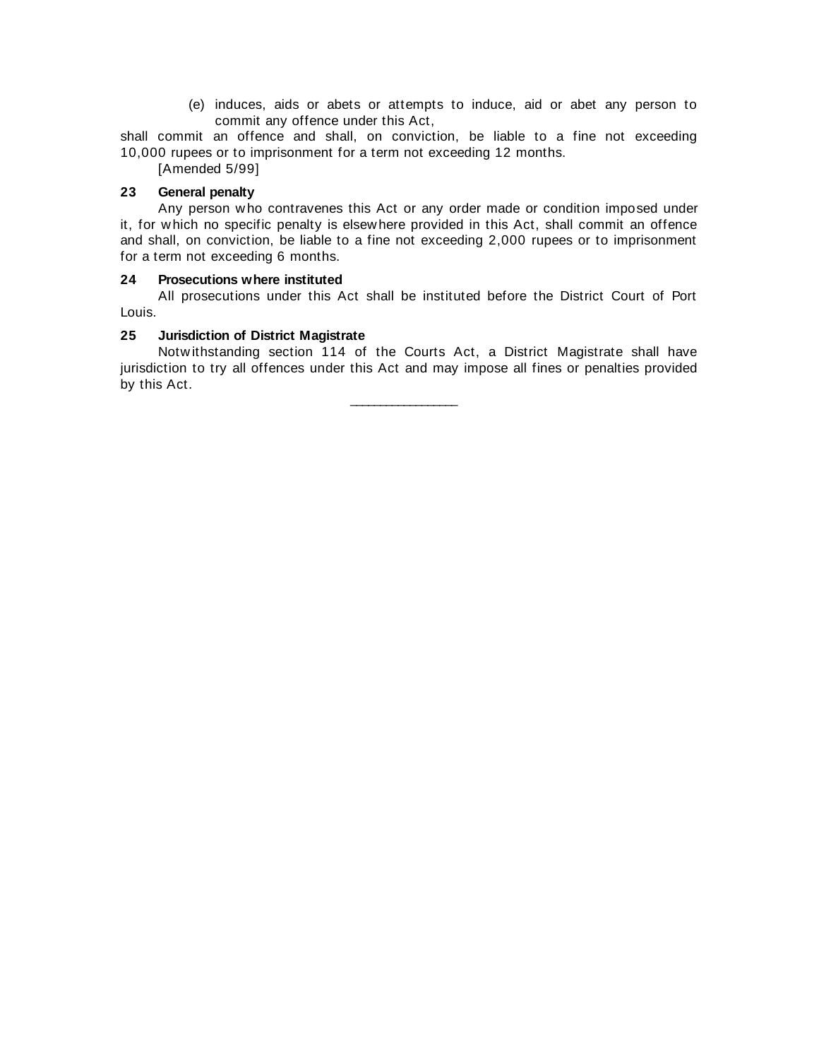(e) induces, aids or abets or attempts to induce, aid or abet any person to commit any offence under this Act,

shall commit an offence and shall, on conviction, be liable to a fine not exceeding 10,000 rupees or to imprisonment for a term not exceeding 12 months.

[Amended 5/99]

**23 General penalty**

Any person who contravenes this Act or any order made or condition imposed under it, for which no specific penalty is elsewhere provided in this Act, shall commit an offence and shall, on conviction, be liable to a fine not exceeding 2,000 rupees or to imprisonment for a term not exceeding 6 months.

**24 Prosecutions where instituted**

All prosecutions under this Act shall be instituted before the District Court of Port Louis.

**25 Jurisdiction of District Magistrate**

Notwithstanding section 114 of the Courts Act, a District Magistrate shall have jurisdiction to try all offences under this Act and may impose all fines or penalties provided by this Act.

---